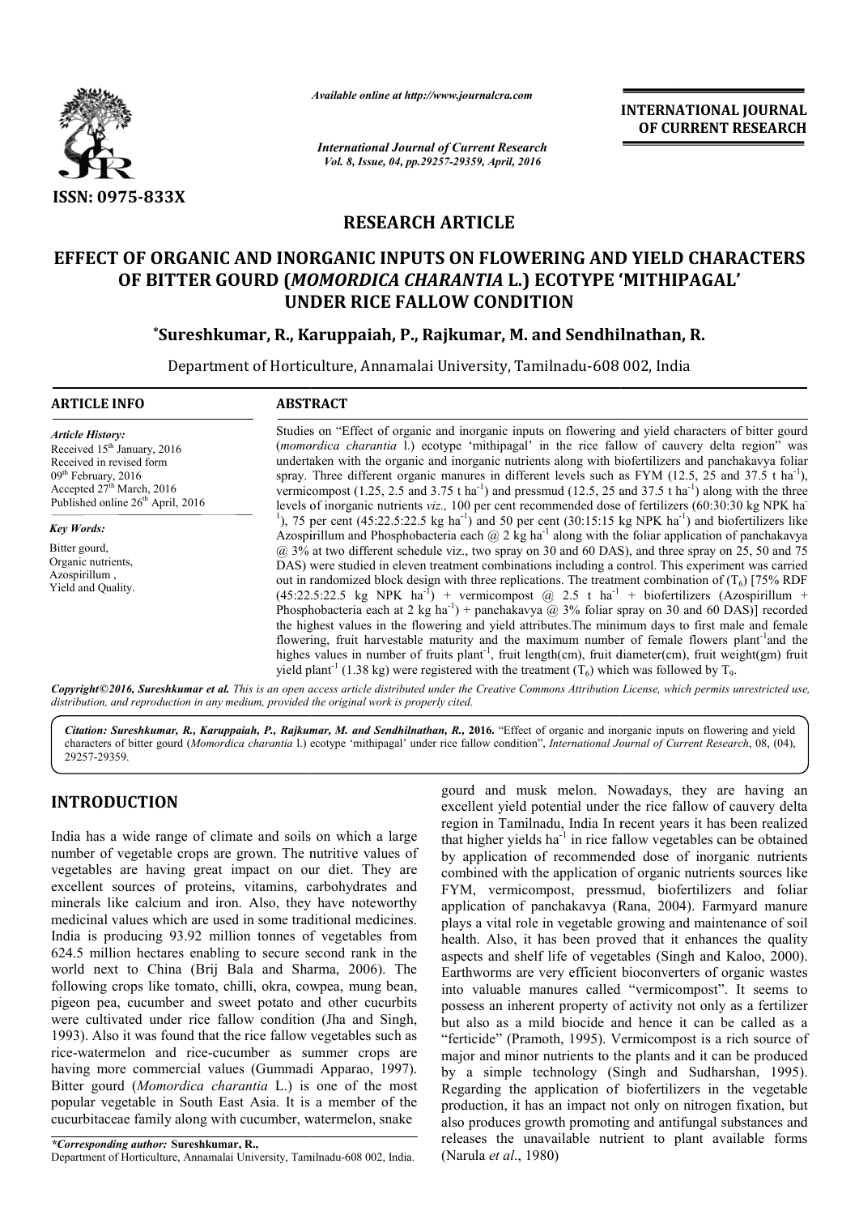ISSN: 0975-833X

*Available online at http://www.journalcra.com*

*International Journal of Current Research*
*Vol. 8, Issue, 04, pp.29257-29359, April, 2016*

**INTERNATIONAL JOURNAL OF CURRENT RESEARCH**

## RESEARCH ARTICLE

# EFFECT OF ORGANIC AND INORGANIC INPUTS ON FLOWERING AND YIELD CHARACTERS OF BITTER GOURD (*MOMORDICA CHARANTIA* L.) ECOTYPE 'MITHIPAGAL' UNDER RICE FALLOW CONDITION

**\*Sureshkumar, R., Karuppaiah, P., Rajkumar, M. and Sendhilnathan, R.**

Department of Horticulture, Annamalai University, Tamilnadu-608 002, India

### ARTICLE INFO

*Article History:*
Received 15th January, 2016
Received in revised form 09th February, 2016
Accepted 27th March, 2016
Published online 26th April, 2016

*Key Words:*
Bitter gourd,
Organic nutrients,
Azospirillum ,
Yield and Quality.

### ABSTRACT

Studies on "Effect of organic and inorganic inputs on flowering and yield characters of bitter gourd (*momordica charantia* l.) ecotype 'mithipagal' in the rice fallow of cauvery delta region" was undertaken with the organic and inorganic nutrients along with biofertilizers and panchakavya foliar spray. Three different organic manures in different levels such as FYM (12.5, 25 and 37.5 t ha$^{-1}$), vermicompost (1.25, 2.5 and 3.75 t ha$^{-1}$) and pressmud (12.5, 25 and 37.5 t ha$^{-1}$) along with the three levels of inorganic nutrients *viz.,* 100 per cent recommended dose of fertilizers (60:30:30 kg NPK ha$^{-1}$), 75 per cent (45:22.5:22.5 kg ha$^{-1}$) and 50 per cent (30:15:15 kg NPK ha$^{-1}$) and biofertilizers like Azospirillum and Phosphobacteria each @ 2 kg ha$^{-1}$ along with the foliar application of panchakavya @ 3% at two different schedule viz., two spray on 30 and 60 DAS), and three spray on 25, 50 and 75 DAS) were studied in eleven treatment combinations including a control. This experiment was carried out in randomized block design with three replications. The treatment combination of ($T_6$) [75% RDF (45:22.5:22.5 kg NPK ha$^{-1}$) + vermicompost @ 2.5 t ha$^{-1}$ + biofertilizers (Azospirillum + Phosphobacteria each at 2 kg ha$^{-1}$) + panchakavya @ 3% foliar spray on 30 and 60 DAS)] recorded the highest values in the flowering and yield attributes.The minimum days to first male and female flowering, fruit harvestable maturity and the maximum number of female flowers plant$^{-1}$and the highes values in number of fruits plant$^{-1}$, fruit length(cm), fruit diameter(cm), fruit weight(gm) fruit yield plant$^{-1}$ (1.38 kg) were registered with the treatment ($T_6$) which was followed by $T_9$.

*Copyright©2016, Sureshkumar et al. This is an open access article distributed under the Creative Commons Attribution License, which permits unrestricted use, distribution, and reproduction in any medium, provided the original work is properly cited.*

*Citation: Sureshkumar, R., Karuppaiah, P., Rajkumar, M. and Sendhilnathan, R.,* **2016.** "Effect of organic and inorganic inputs on flowering and yield characters of bitter gourd (*Momordica charantia* l.) ecotype 'mithipagal' under rice fallow condition", *International Journal of Current Research*, 08, (04), 29257-29359.

## INTRODUCTION

India has a wide range of climate and soils on which a large number of vegetable crops are grown. The nutritive values of vegetables are having great impact on our diet. They are excellent sources of proteins, vitamins, carbohydrates and minerals like calcium and iron. Also, they have noteworthy medicinal values which are used in some traditional medicines. India is producing 93.92 million tonnes of vegetables from 624.5 million hectares enabling to secure second rank in the world next to China (Brij Bala and Sharma, 2006). The following crops like tomato, chilli, okra, cowpea, mung bean, pigeon pea, cucumber and sweet potato and other cucurbits were cultivated under rice fallow condition (Jha and Singh, 1993). Also it was found that the rice fallow vegetables such as rice-watermelon and rice-cucumber as summer crops are having more commercial values (Gummadi Apparao, 1997). Bitter gourd (*Momordica charantia* L.) is one of the most popular vegetable in South East Asia. It is a member of the cucurbitaceae family along with cucumber, watermelon, snake gourd and musk melon. Nowadays, they are having an excellent yield potential under the rice fallow of cauvery delta region in Tamilnadu, India In recent years it has been realized that higher yields ha$^{-1}$ in rice fallow vegetables can be obtained by application of recommended dose of inorganic nutrients combined with the application of organic nutrients sources like FYM, vermicompost, pressmud, biofertilizers and foliar application of panchakavya (Rana, 2004). Farmyard manure plays a vital role in vegetable growing and maintenance of soil health. Also, it has been proved that it enhances the quality aspects and shelf life of vegetables (Singh and Kaloo, 2000). Earthworms are very efficient bioconverters of organic wastes into valuable manures called "vermicompost". It seems to possess an inherent property of activity not only as a fertilizer but also as a mild biocide and hence it can be called as a "ferticide" (Pramoth, 1995). Vermicompost is a rich source of major and minor nutrients to the plants and it can be produced by a simple technology (Singh and Sudharshan, 1995). Regarding the application of biofertilizers in the vegetable production, it has an impact not only on nitrogen fixation, but also produces growth promoting and antifungal substances and releases the unavailable nutrient to plant available forms (Narula *et al*., 1980)

*\*Corresponding author:* **Sureshkumar, R.,**
Department of Horticulture, Annamalai University, Tamilnadu-608 002, India.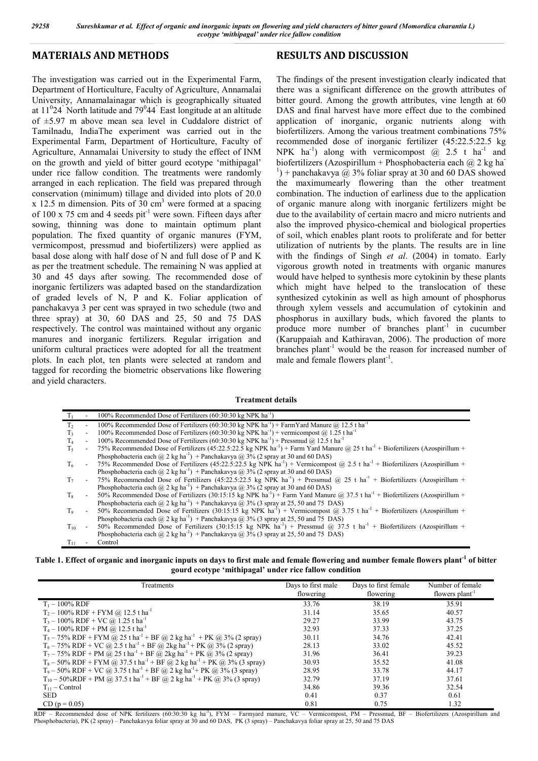## MATERIALS AND METHODS

The investigation was carried out in the Experimental Farm, Department of Horticulture, Faculty of Agriculture, Annamalai University, Annamalainagar which is geographically situated at $11^0 24'$ North latitude and $79^0 44'$ East longitude at an altitude of ±5.97 m above mean sea level in Cuddalore district of Tamilnadu, IndiaThe experiment was carried out in the Experimental Farm, Department of Horticulture, Faculty of Agriculture, Annamalai University to study the effect of INM on the growth and yield of bitter gourd ecotype 'mithipagal' under rice fallow condition. The treatments were randomly arranged in each replication. The field was prepared through conservation (minimum) tillage and divided into plots of 20.0 x 12.5 m dimension. Pits of 30 $cm^3$ were formed at a spacing of 100 x 75 cm and 4 seeds $pit^{-1}$ were sown. Fifteen days after sowing, thinning was done to maintain optimum plant population. The fixed quantity of organic manures (FYM, vermicompost, pressmud and biofertilizers) were applied as basal dose along with half dose of N and full dose of P and K as per the treatment schedule. The remaining N was applied at 30 and 45 days after sowing. The recommended dose of inorganic fertilizers was adapted based on the standardization of graded levels of N, P and K. Foliar application of panchakavya 3 per cent was sprayed in two schedule (two and three spray) at 30, 60 DAS and 25, 50 and 75 DAS respectively. The control was maintained without any organic manures and inorganic fertilizers. Regular irrigation and uniform cultural practices were adopted for all the treatment plots. In each plot, ten plants were selected at random and tagged for recording the biometric observations like flowering and yield characters.

## RESULTS AND DISCUSSION

The findings of the present investigation clearly indicated that there was a significant difference on the growth attributes of bitter gourd. Among the growth attributes, vine length at 60 DAS and final harvest have more effect due to the combined application of inorganic, organic nutrients along with biofertilizers. Among the various treatment combinations 75% recommended dose of inorganic fertilizer (45:22.5:22.5 kg NPK $ha^{-1}$) along with vermicompost @ 2.5 t $ha^{-1}$ and biofertilizers (Azospirillum + Phosphobacteria each @ 2 kg $ha^{-1}$) + panchakavya @ 3% foliar spray at 30 and 60 DAS showed the maximumearly flowering than the other treatment combination. The induction of earliness due to the application of organic manure along with inorganic fertilizers might be due to the availability of certain macro and micro nutrients and also the improved physico-chemical and biological properties of soil, which enables plant roots to proliferate and for better utilization of nutrients by the plants. The results are in line with the findings of Singh *et al*. (2004) in tomato. Early vigorous growth noted in treatments with organic manures would have helped to synthesis more cytokinin by these plants which might have helped to the translocation of these synthesized cytokinin as well as high amount of phosphorus through xylem vessels and accumulation of cytokinin and phosphorus in auxillary buds, which favored the plants to produce more number of branches $plant^{-1}$ in cucumber (Karuppaiah and Kathiravan, 2006). The production of more branches $plant^{-1}$ would be the reason for increased number of male and female flowers $plant^{-1}$.

**Treatment details**

| Treatment | Details |
|---|---|
| $T_1$ | 100% Recommended Dose of Fertilizers (60:30:30 kg NPK $ha^{-1}$) |
| $T_2$ | 100% Recommended Dose of Fertilizers (60:30:30 kg NPK $ha^{-1}$) + FarmYard Manure @ 12.5 t $ha^{-1}$ |
| $T_3$ | 100% Recommended Dose of Fertilizers (60:30:30 kg NPK $ha^{-1}$) + vermicompost @ 1.25 t $ha^{-1}$ |
| $T_4$ | 100% Recommended Dose of Fertilizers (60:30:30 kg NPK $ha^{-1}$) + Pressmud @ 12.5 t $ha^{-1}$ |
| $T_5$ | 75% Recommended Dose of Fertilizers (45:22.5:22.5 kg NPK $ha^{-1}$) + Farm Yard Manure @ 25 t $ha^{-1}$ + Biofertilizers (Azospirillum + Phosphobacteria each @ 2 kg $ha^{-1}$) + Panchakavya @ 3% (2 spray at 30 and 60 DAS) |
| $T_6$ | 75% Recommended Dose of Fertilizers (45:22.5:22.5 kg NPK $ha^{-1}$) + Vermicompost @ 2.5 t $ha^{-1}$ + Biofertilizers (Azospirillum + Phosphobacteria each @ 2 kg $ha^{-1}$) + Panchakavya @ 3% (2 spray at 30 and 60 DAS) |
| $T_7$ | 75% Recommended Dose of Fertilizers (45:22.5:22.5 kg NPK $ha^{-1}$) + Pressmud @ 25 t $ha^{-1}$ + Biofertilizers (Azospirillum + Phosphobacteria each @ 2 kg $ha^{-1}$) + Panchakavya @ 3% (2 spray at 30 and 60 DAS) |
| $T_8$ | 50% Recommended Dose of Fertilizers (30:15:15 kg NPK $ha^{-1}$) + Farm Yard Manure @ 37.5 t $ha^{-1}$ + Biofertilizers (Azospirillum + Phosphobacteria each @ 2 kg $ha^{-1}$) + Panchakavya @ 3% (3 spray at 25, 50 and 75 DAS) |
| $T_9$ | 50% Recommended Dose of Fertilizers (30:15:15 kg NPK $ha^{-1}$) + Vermicompost @ 3.75 t $ha^{-1}$ + Biofertilizers (Azospirillum + Phosphobacteria each @ 2 kg $ha^{-1}$) + Panchakavya @ 3% (3 spray at 25, 50 and 75 DAS) |
| $T_{10}$ | 50% Recommended Dose of Fertilizers (30:15:15 kg NPK $ha^{-1}$) + Pressmud @ 37.5 t $ha^{-1}$ + Biofertilizers (Azospirillum + Phosphobacteria each @ 2 kg $ha^{-1}$) + Panchakavya @ 3% (3 spray at 25, 50 and 75 DAS) |
| $T_{11}$ | Control |

**Table 1. Effect of organic and inorganic inputs on days to first male and female flowering and number female flowers $plant^{-1}$ of bitter gourd ecotype 'mithipagal' under rice fallow condition**

| Treatments | Days to first male flowering | Days to first female flowering | Number of female flowers $plant^{-1}$ |
|---|---|---|---|
| $T_1$ – 100% RDF | 33.76 | 38.19 | 35.91 |
| $T_2$ – 100% RDF + FYM @ 12.5 t $ha^{-1}$ | 31.14 | 35.65 | 40.57 |
| $T_3$ – 100% RDF + VC @ 1.25 t $ha^{-1}$ | 29.27 | 33.99 | 43.75 |
| $T_4$ – 100% RDF + PM @ 12.5 t $ha^{-1}$ | 32.93 | 37.33 | 37.25 |
| $T_5$ – 75% RDF + FYM @ 25 t $ha^{-1}$ + BF @ 2 kg $ha^{-1}$ + PK @ 3% (2 spray) | 30.11 | 34.76 | 42.41 |
| $T_6$ – 75% RDF + VC @ 2.5 t $ha^{-1}$ + BF @ 2kg $ha^{-1}$ + PK @ 3% (2 spray) | 28.13 | 33.02 | 45.52 |
| $T_7$ – 75% RDF + PM @ 25 t $ha^{-1}$ + BF @ 2kg $ha^{-1}$ + PK @ 3% (2 spray) | 31.96 | 36.41 | 39.23 |
| $T_8$ – 50% RDF + FYM @ 37.5 t $ha^{-1}$ + BF @ 2 kg $ha^{-1}$ + PK @ 3% (3 spray) | 30.93 | 35.52 | 41.08 |
| $T_9$ – 50% RDF + VC @ 3.75 t $ha^{-1}$ + BF @ 2 kg $ha^{-1}$ + PK @ 3% (3 spray) | 28.95 | 33.78 | 44.17 |
| $T_{10}$ – 50%RDF + PM @ 37.5 t $ha^{-1}$ + BF @ 2 kg $ha^{-1}$ + PK @ 3% (3 spray) | 32.79 | 37.19 | 37.61 |
| $T_{11}$ – Control | 34.86 | 39.36 | 32.54 |
| SED | 0.41 | 0.37 | 0.61 |
| CD (p = 0.05) | 0.81 | 0.75 | 1.32 |

RDF – Recommended dose of NPK fertilizers (60:30:30 kg $ha^{-1}$), FYM – Farmyard manure, VC – Vermicompost, PM – Pressmud, BF – Biofertilizers (Azospirillum and Phosphobacteria), PK (2 spray) – Panchakavya foliar spray at 30 and 60 DAS, PK (3 spray) – Panchakavya foliar spray at 25, 50 and 75 DAS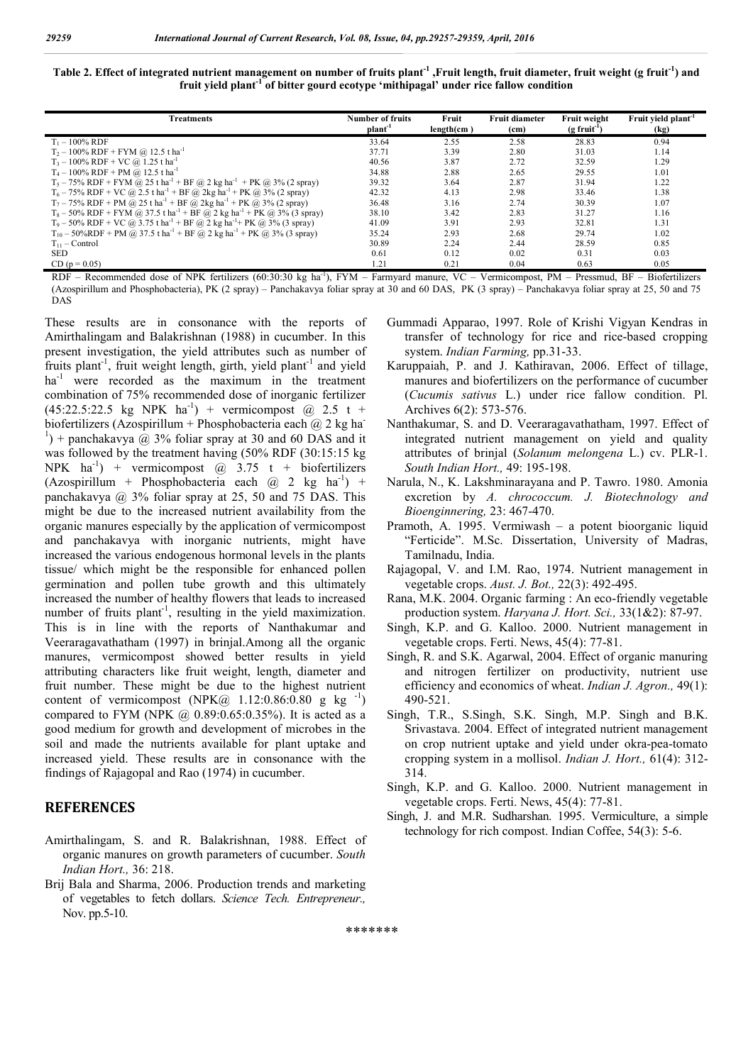**Table 2. Effect of integrated nutrient management on number of fruits plant$^{-1}$, Fruit length, fruit diameter, fruit weight (g fruit$^{-1}$) and fruit yield plant$^{-1}$ of bitter gourd ecotype 'mithipagal' under rice fallow condition**

| Treatments | Number of fruits plant$^{-1}$ | Fruit length(cm) | Fruit diameter (cm) | Fruit weight (g fruit$^{-1}$) | Fruit yield plant$^{-1}$ (kg) |
|---|---|---|---|---|---|
| $T_1$ – 100% RDF | 33.64 | 2.55 | 2.58 | 28.83 | 0.94 |
| $T_2$ – 100% RDF + FYM @ 12.5 t ha$^{-1}$ | 37.71 | 3.39 | 2.80 | 31.03 | 1.14 |
| $T_3$ – 100% RDF + VC @ 1.25 t ha$^{-1}$ | 40.56 | 3.87 | 2.72 | 32.59 | 1.29 |
| $T_4$ – 100% RDF + PM @ 12.5 t ha$^{-1}$ | 34.88 | 2.88 | 2.65 | 29.55 | 1.01 |
| $T_5$ – 75% RDF + FYM @ 25 t ha$^{-1}$ + BF @ 2 kg ha$^{-1}$ + PK @ 3% (2 spray) | 39.32 | 3.64 | 2.87 | 31.94 | 1.22 |
| $T_6$ – 75% RDF + VC @ 2.5 t ha$^{-1}$ + BF @ 2kg ha$^{-1}$ + PK @ 3% (2 spray) | 42.32 | 4.13 | 2.98 | 33.46 | 1.38 |
| $T_7$ – 75% RDF + PM @ 25 t ha$^{-1}$ + BF @ 2kg ha$^{-1}$ + PK @ 3% (2 spray) | 36.48 | 3.16 | 2.74 | 30.39 | 1.07 |
| $T_8$ – 50% RDF + FYM @ 37.5 t ha$^{-1}$ + BF @ 2 kg ha$^{-1}$ + PK @ 3% (3 spray) | 38.10 | 3.42 | 2.83 | 31.27 | 1.16 |
| $T_9$ – 50% RDF + VC @ 3.75 t ha$^{-1}$ + BF @ 2 kg ha$^{-1}$+ PK @ 3% (3 spray) | 41.09 | 3.91 | 2.93 | 32.81 | 1.31 |
| $T_{10}$ – 50%RDF + PM @ 37.5 t ha$^{-1}$ + BF @ 2 kg ha$^{-1}$ + PK @ 3% (3 spray) | 35.24 | 2.93 | 2.68 | 29.74 | 1.02 |
| $T_{11}$ – Control | 30.89 | 2.24 | 2.44 | 28.59 | 0.85 |
| SED | 0.61 | 0.12 | 0.02 | 0.31 | 0.03 |
| CD (p = 0.05) | 1.21 | 0.21 | 0.04 | 0.63 | 0.05 |

RDF – Recommended dose of NPK fertilizers (60:30:30 kg ha$^{-1}$), FYM – Farmyard manure, VC – Vermicompost, PM – Pressmud, BF – Biofertilizers (Azospirillum and Phosphobacteria), PK (2 spray) – Panchakavya foliar spray at 30 and 60 DAS, PK (3 spray) – Panchakavya foliar spray at 25, 50 and 75 DAS

These results are in consonance with the reports of Amirthalingam and Balakrishnan (1988) in cucumber. In this present investigation, the yield attributes such as number of fruits plant$^{-1}$, fruit weight length, girth, yield plant$^{-1}$ and yield ha$^{-1}$ were recorded as the maximum in the treatment combination of 75% recommended dose of inorganic fertilizer (45:22.5:22.5 kg NPK ha$^{-1}$) + vermicompost @ 2.5 t + biofertilizers (Azospirillum + Phosphobacteria each @ 2 kg ha$^{-1}$) + panchakavya @ 3% foliar spray at 30 and 60 DAS and it was followed by the treatment having (50% RDF (30:15:15 kg NPK ha$^{-1}$) + vermicompost @ 3.75 t + biofertilizers (Azospirillum + Phosphobacteria each @ 2 kg ha$^{-1}$) + panchakavya @ 3% foliar spray at 25, 50 and 75 DAS. This might be due to the increased nutrient availability from the organic manures especially by the application of vermicompost and panchakavya with inorganic nutrients, might have increased the various endogenous hormonal levels in the plants tissue/ which might be the responsible for enhanced pollen germination and pollen tube growth and this ultimately increased the number of healthy flowers that leads to increased number of fruits plant$^{-1}$, resulting in the yield maximization. This is in line with the reports of Nanthakumar and Veeraragavathatham (1997) in brinjal.Among all the organic manures, vermicompost showed better results in yield attributing characters like fruit weight, length, diameter and fruit number. These might be due to the highest nutrient content of vermicompost (NPK@ 1.12:0.86:0.80 g kg $^{-1}$) compared to FYM (NPK @ 0.89:0.65:0.35%). It is acted as a good medium for growth and development of microbes in the soil and made the nutrients available for plant uptake and increased yield. These results are in consonance with the findings of Rajagopal and Rao (1974) in cucumber.

## REFERENCES

Amirthalingam, S. and R. Balakrishnan, 1988. Effect of organic manures on growth parameters of cucumber. *South Indian Hort.,* 36: 218.

Brij Bala and Sharma, 2006. Production trends and marketing of vegetables to fetch dollars. *Science Tech. Entrepreneur.,* Nov. pp.5-10.

Gummadi Apparao, 1997. Role of Krishi Vigyan Kendras in transfer of technology for rice and rice-based cropping system. *Indian Farming,* pp.31-33.

Karuppaiah, P. and J. Kathiravan, 2006. Effect of tillage, manures and biofertilizers on the performance of cucumber (*Cucumis sativus* L.) under rice fallow condition. Pl. Archives 6(2): 573-576.

Nanthakumar, S. and D. Veeraragavathatham, 1997. Effect of integrated nutrient management on yield and quality attributes of brinjal (*Solanum melongena* L.) cv. PLR-1. *South Indian Hort.,* 49: 195-198.

Narula, N., K. Lakshminarayana and P. Tawro. 1980. Amonia excretion by *A. chrococcum. J. Biotechnology and Bioenginnering,* 23: 467-470.

Pramoth, A. 1995. Vermiwash – a potent bioorganic liquid "Ferticide". M.Sc. Dissertation, University of Madras, Tamilnadu, India.

Rajagopal, V. and I.M. Rao, 1974. Nutrient management in vegetable crops. *Aust. J. Bot.,* 22(3): 492-495.

Rana, M.K. 2004. Organic farming : An eco-friendly vegetable production system. *Haryana J. Hort. Sci.,* 33(1&2): 87-97.

Singh, K.P. and G. Kalloo. 2000. Nutrient management in vegetable crops. Ferti. News, 45(4): 77-81.

Singh, R. and S.K. Agarwal, 2004. Effect of organic manuring and nitrogen fertilizer on productivity, nutrient use efficiency and economics of wheat. *Indian J. Agron.,* 49(1): 490-521.

Singh, T.R., S.Singh, S.K. Singh, M.P. Singh and B.K. Srivastava. 2004. Effect of integrated nutrient management on crop nutrient uptake and yield under okra-pea-tomato cropping system in a mollisol. *Indian J. Hort.,* 61(4): 312-314.

Singh, K.P. and G. Kalloo. 2000. Nutrient management in vegetable crops. Ferti. News, 45(4): 77-81.

Singh, J. and M.R. Sudharshan. 1995. Vermiculture, a simple technology for rich compost. Indian Coffee, 54(3): 5-6.

*******